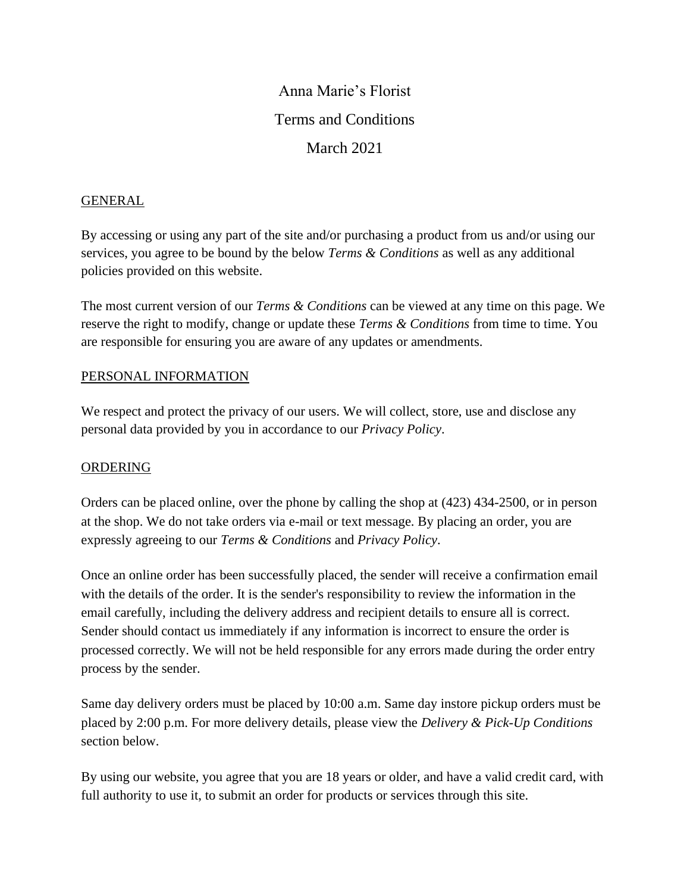# Anna Marie's Florist

# Terms and Conditions

# March 2021

## GENERAL

By accessing or using any part of the site and/or purchasing a product from us and/or using our services, you agree to be bound by the below *Terms & Conditions* as well as any additional policies provided on this website.

The most current version of our *Terms & Conditions* can be viewed at any time on this page. We reserve the right to modify, change or update these *Terms & Conditions* from time to time. You are responsible for ensuring you are aware of any updates or amendments.

## PERSONAL INFORMATION

We respect and protect the privacy of our users. We will collect, store, use and disclose any personal data provided by you in accordance to our *Privacy Policy*.

## ORDERING

Orders can be placed online, over the phone by calling the shop at (423) 434-2500, or in person at the shop. We do not take orders via e-mail or text message. By placing an order, you are expressly agreeing to our *Terms & Conditions* and *Privacy Policy*.

Once an online order has been successfully placed, the sender will receive a confirmation email with the details of the order. It is the sender's responsibility to review the information in the email carefully, including the delivery address and recipient details to ensure all is correct. Sender should contact us immediately if any information is incorrect to ensure the order is processed correctly. We will not be held responsible for any errors made during the order entry process by the sender.

Same day delivery orders must be placed by 10:00 a.m. Same day instore pickup orders must be placed by 2:00 p.m. For more delivery details, please view the *Delivery & Pick-Up Conditions* section below.

By using our website, you agree that you are 18 years or older, and have a valid credit card, with full authority to use it, to submit an order for products or services through this site.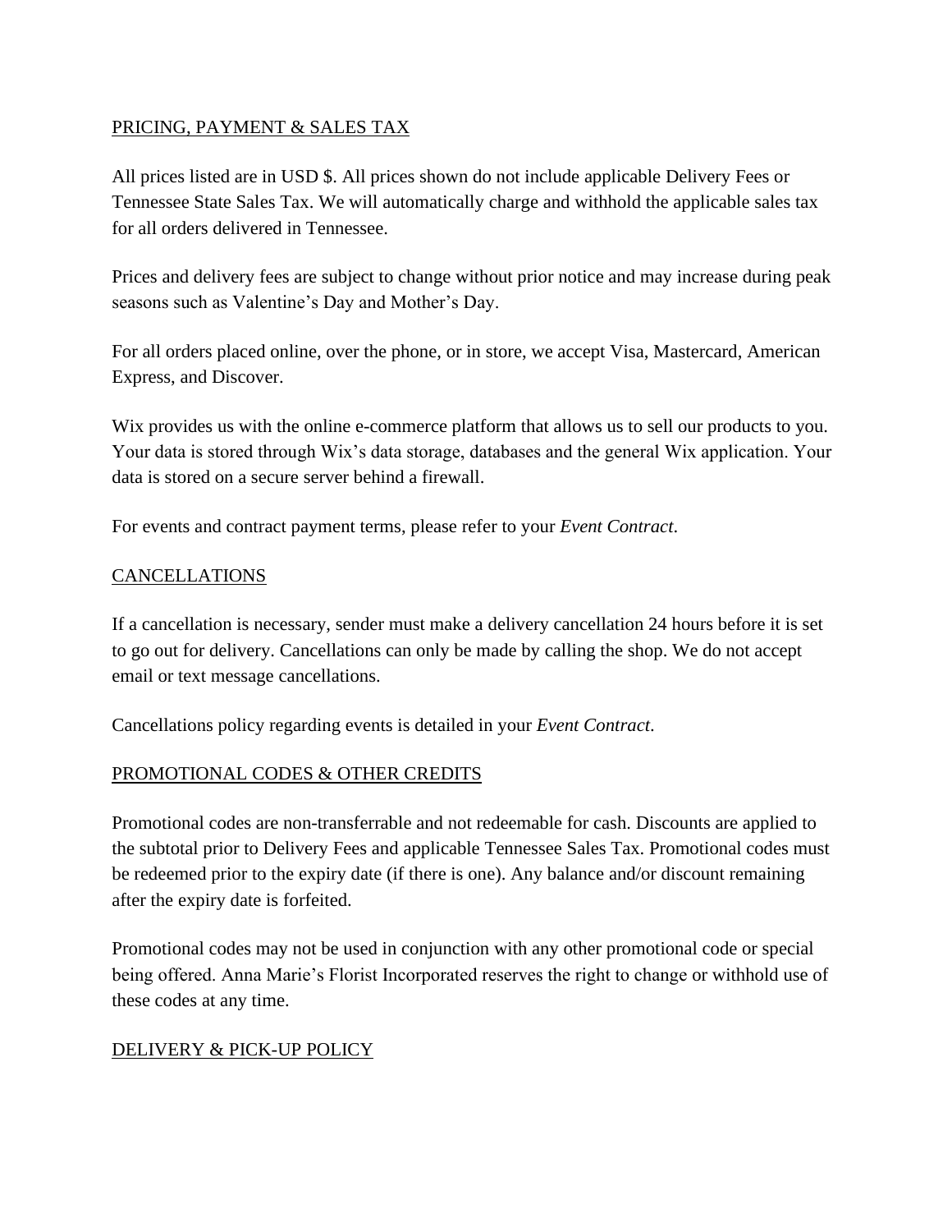## PRICING, PAYMENT & SALES TAX

All prices listed are in USD $. All prices shown do not include applicable Delivery Fees or Tennessee State Sales Tax. We will automatically charge and withhold the applicable sales tax for all orders delivered in Tennessee.

Prices and delivery fees are subject to change without prior notice and may increase during peak seasons such as Valentine's Day and Mother's Day.

For all orders placed online, over the phone, or in store, we accept Visa, Mastercard, American Express, and Discover.

Wix provides us with the online e-commerce platform that allows us to sell our products to you. Your data is stored through Wix's data storage, databases and the general Wix application. Your data is stored on a secure server behind a firewall.

For events and contract payment terms, please refer to your *Event Contract*.

## CANCELLATIONS

If a cancellation is necessary, sender must make a delivery cancellation 24 hours before it is set to go out for delivery. Cancellations can only be made by calling the shop. We do not accept email or text message cancellations.

Cancellations policy regarding events is detailed in your *Event Contract*.

## PROMOTIONAL CODES & OTHER CREDITS

Promotional codes are non-transferrable and not redeemable for cash. Discounts are applied to the subtotal prior to Delivery Fees and applicable Tennessee Sales Tax. Promotional codes must be redeemed prior to the expiry date (if there is one). Any balance and/or discount remaining after the expiry date is forfeited.

Promotional codes may not be used in conjunction with any other promotional code or special being offered. Anna Marie's Florist Incorporated reserves the right to change or withhold use of these codes at any time.

## DELIVERY & PICK-UP POLICY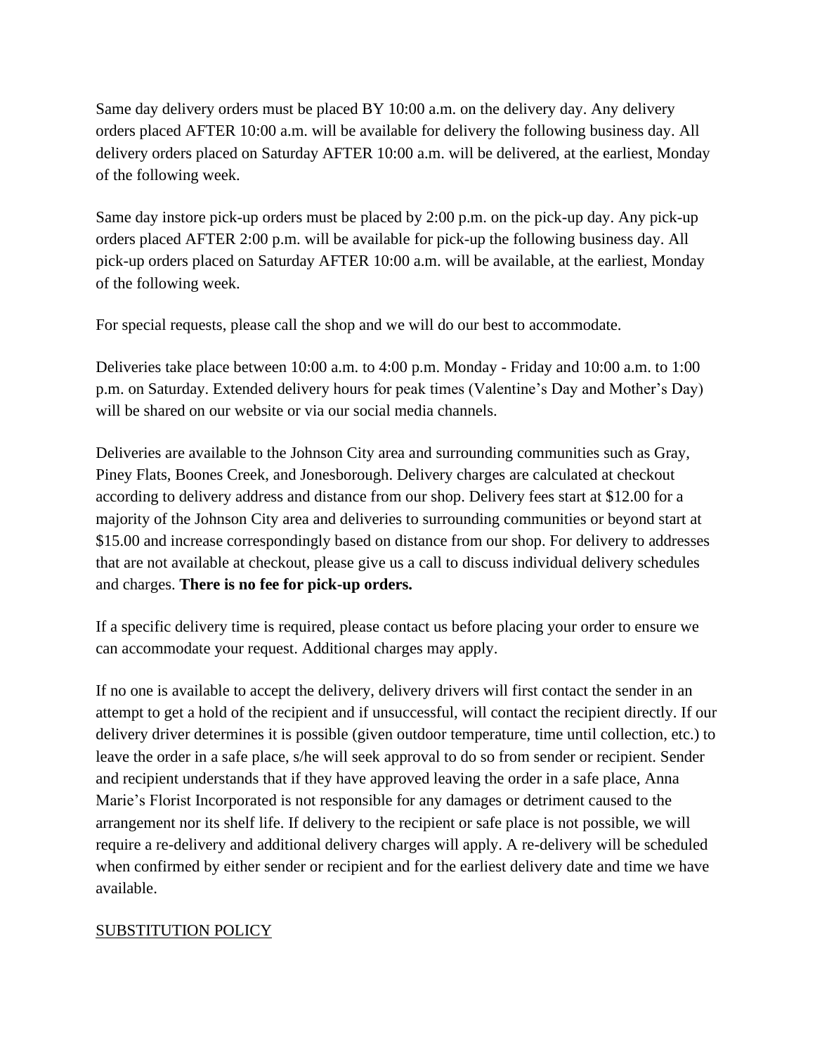Same day delivery orders must be placed BY 10:00 a.m. on the delivery day. Any delivery orders placed AFTER 10:00 a.m. will be available for delivery the following business day. All delivery orders placed on Saturday AFTER 10:00 a.m. will be delivered, at the earliest, Monday of the following week.

Same day instore pick-up orders must be placed by 2:00 p.m. on the pick-up day. Any pick-up orders placed AFTER 2:00 p.m. will be available for pick-up the following business day. All pick-up orders placed on Saturday AFTER 10:00 a.m. will be available, at the earliest, Monday of the following week.

For special requests, please call the shop and we will do our best to accommodate.

Deliveries take place between 10:00 a.m. to 4:00 p.m. Monday - Friday and 10:00 a.m. to 1:00 p.m. on Saturday. Extended delivery hours for peak times (Valentine's Day and Mother's Day) will be shared on our website or via our social media channels.

Deliveries are available to the Johnson City area and surrounding communities such as Gray, Piney Flats, Boones Creek, and Jonesborough. Delivery charges are calculated at checkout according to delivery address and distance from our shop. Delivery fees start at $12.00 for a majority of the Johnson City area and deliveries to surrounding communities or beyond start at $15.00 and increase correspondingly based on distance from our shop. For delivery to addresses that are not available at checkout, please give us a call to discuss individual delivery schedules and charges. **There is no fee for pick-up orders.**

If a specific delivery time is required, please contact us before placing your order to ensure we can accommodate your request. Additional charges may apply.

If no one is available to accept the delivery, delivery drivers will first contact the sender in an attempt to get a hold of the recipient and if unsuccessful, will contact the recipient directly. If our delivery driver determines it is possible (given outdoor temperature, time until collection, etc.) to leave the order in a safe place, s/he will seek approval to do so from sender or recipient. Sender and recipient understands that if they have approved leaving the order in a safe place, Anna Marie's Florist Incorporated is not responsible for any damages or detriment caused to the arrangement nor its shelf life. If delivery to the recipient or safe place is not possible, we will require a re-delivery and additional delivery charges will apply. A re-delivery will be scheduled when confirmed by either sender or recipient and for the earliest delivery date and time we have available.

<u>SUBSTITUTION POLICY</u>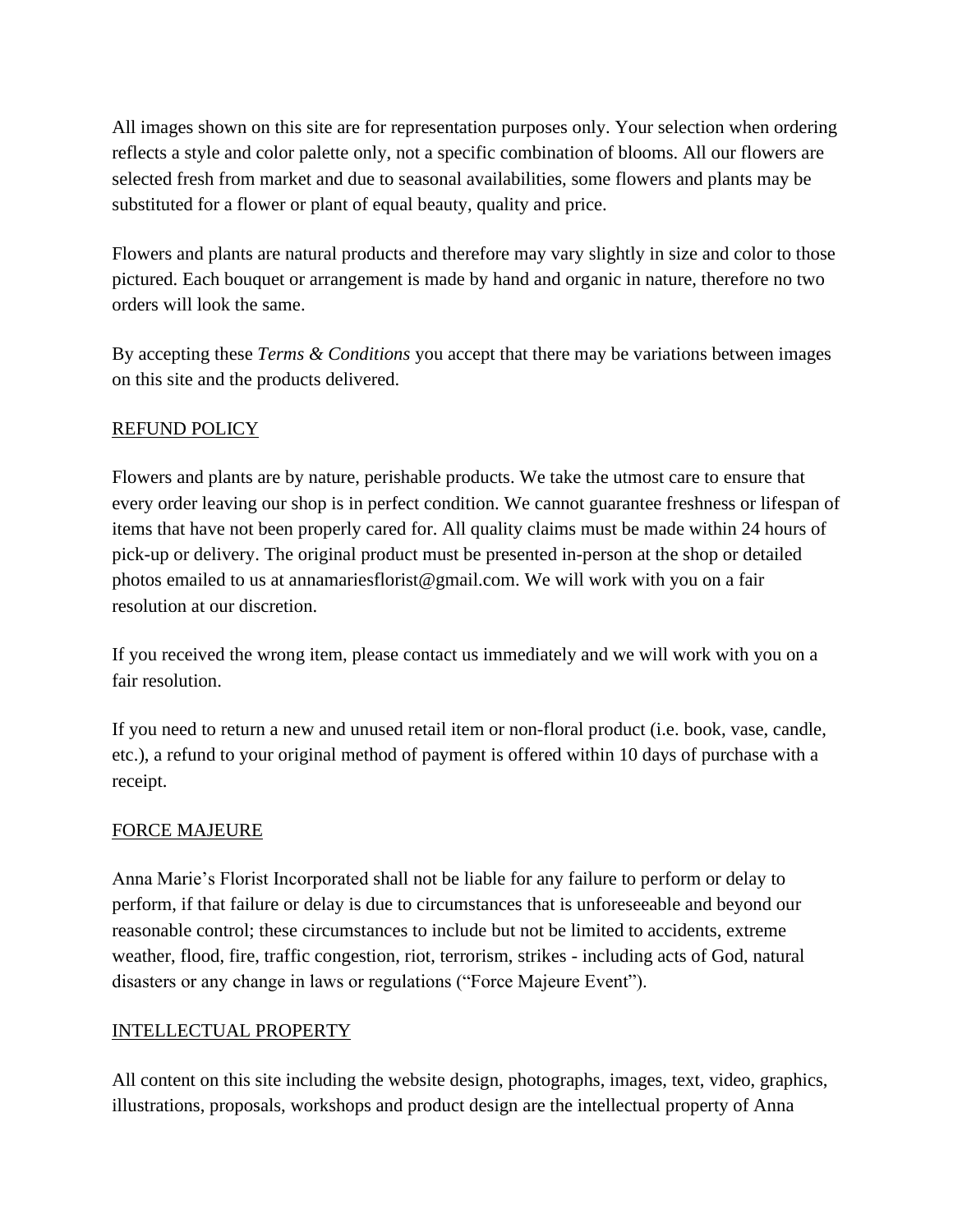All images shown on this site are for representation purposes only. Your selection when ordering reflects a style and color palette only, not a specific combination of blooms. All our flowers are selected fresh from market and due to seasonal availabilities, some flowers and plants may be substituted for a flower or plant of equal beauty, quality and price.

Flowers and plants are natural products and therefore may vary slightly in size and color to those pictured. Each bouquet or arrangement is made by hand and organic in nature, therefore no two orders will look the same.

By accepting these *Terms & Conditions* you accept that there may be variations between images on this site and the products delivered.

## REFUND POLICY

Flowers and plants are by nature, perishable products. We take the utmost care to ensure that every order leaving our shop is in perfect condition. We cannot guarantee freshness or lifespan of items that have not been properly cared for. All quality claims must be made within 24 hours of pick-up or delivery. The original product must be presented in-person at the shop or detailed photos emailed to us at annamariesflorist@gmail.com. We will work with you on a fair resolution at our discretion.

If you received the wrong item, please contact us immediately and we will work with you on a fair resolution.

If you need to return a new and unused retail item or non-floral product (i.e. book, vase, candle, etc.), a refund to your original method of payment is offered within 10 days of purchase with a receipt.

## FORCE MAJEURE

Anna Marie's Florist Incorporated shall not be liable for any failure to perform or delay to perform, if that failure or delay is due to circumstances that is unforeseeable and beyond our reasonable control; these circumstances to include but not be limited to accidents, extreme weather, flood, fire, traffic congestion, riot, terrorism, strikes - including acts of God, natural disasters or any change in laws or regulations ("Force Majeure Event").

## INTELLECTUAL PROPERTY

All content on this site including the website design, photographs, images, text, video, graphics, illustrations, proposals, workshops and product design are the intellectual property of Anna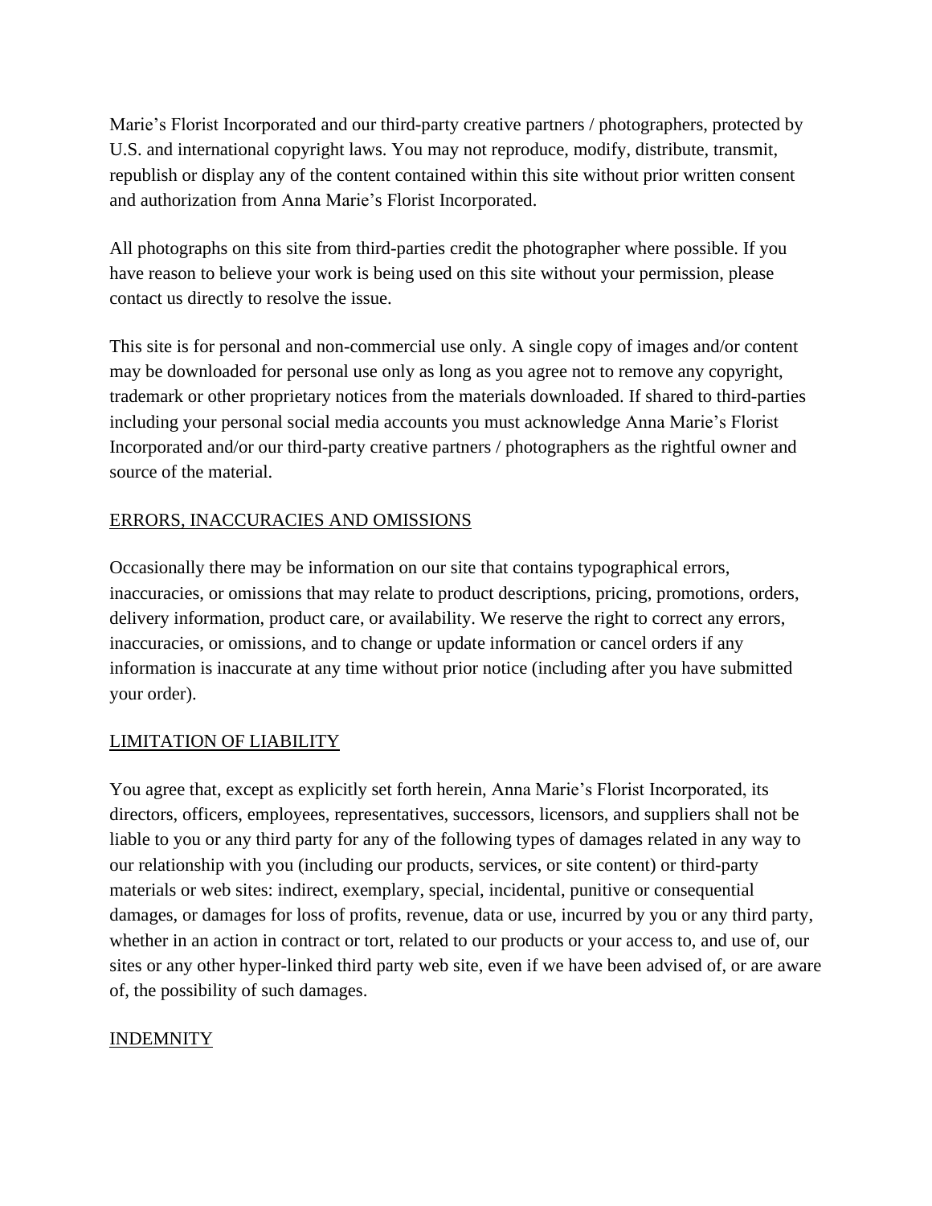Marie's Florist Incorporated and our third-party creative partners / photographers, protected by U.S. and international copyright laws. You may not reproduce, modify, distribute, transmit, republish or display any of the content contained within this site without prior written consent and authorization from Anna Marie's Florist Incorporated.

All photographs on this site from third-parties credit the photographer where possible. If you have reason to believe your work is being used on this site without your permission, please contact us directly to resolve the issue.

This site is for personal and non-commercial use only. A single copy of images and/or content may be downloaded for personal use only as long as you agree not to remove any copyright, trademark or other proprietary notices from the materials downloaded. If shared to third-parties including your personal social media accounts you must acknowledge Anna Marie's Florist Incorporated and/or our third-party creative partners / photographers as the rightful owner and source of the material.

## ERRORS, INACCURACIES AND OMISSIONS

Occasionally there may be information on our site that contains typographical errors, inaccuracies, or omissions that may relate to product descriptions, pricing, promotions, orders, delivery information, product care, or availability. We reserve the right to correct any errors, inaccuracies, or omissions, and to change or update information or cancel orders if any information is inaccurate at any time without prior notice (including after you have submitted your order).

## LIMITATION OF LIABILITY

You agree that, except as explicitly set forth herein, Anna Marie's Florist Incorporated, its directors, officers, employees, representatives, successors, licensors, and suppliers shall not be liable to you or any third party for any of the following types of damages related in any way to our relationship with you (including our products, services, or site content) or third-party materials or web sites: indirect, exemplary, special, incidental, punitive or consequential damages, or damages for loss of profits, revenue, data or use, incurred by you or any third party, whether in an action in contract or tort, related to our products or your access to, and use of, our sites or any other hyper-linked third party web site, even if we have been advised of, or are aware of, the possibility of such damages.

## INDEMNITY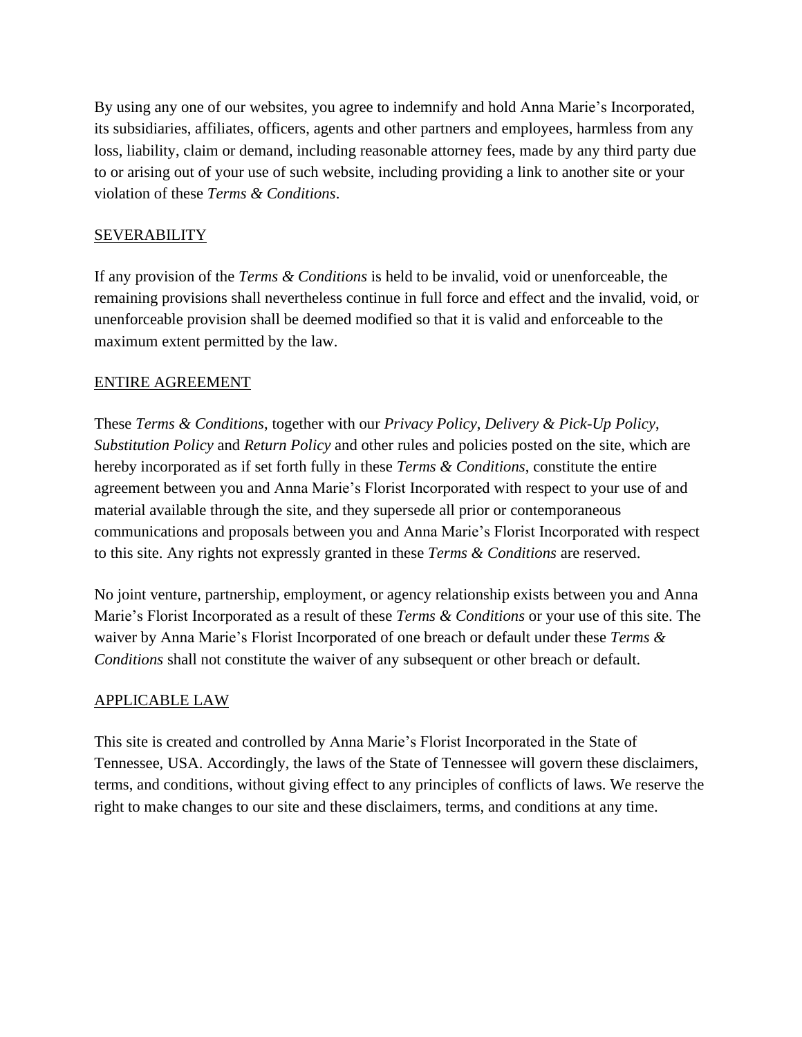By using any one of our websites, you agree to indemnify and hold Anna Marie's Incorporated, its subsidiaries, affiliates, officers, agents and other partners and employees, harmless from any loss, liability, claim or demand, including reasonable attorney fees, made by any third party due to or arising out of your use of such website, including providing a link to another site or your violation of these *Terms & Conditions*.

## SEVERABILITY

If any provision of the *Terms & Conditions* is held to be invalid, void or unenforceable, the remaining provisions shall nevertheless continue in full force and effect and the invalid, void, or unenforceable provision shall be deemed modified so that it is valid and enforceable to the maximum extent permitted by the law.

## ENTIRE AGREEMENT

These *Terms & Conditions*, together with our *Privacy Policy*, *Delivery & Pick-Up Policy*, *Substitution Policy* and *Return Policy* and other rules and policies posted on the site, which are hereby incorporated as if set forth fully in these *Terms & Conditions*, constitute the entire agreement between you and Anna Marie's Florist Incorporated with respect to your use of and material available through the site, and they supersede all prior or contemporaneous communications and proposals between you and Anna Marie's Florist Incorporated with respect to this site. Any rights not expressly granted in these *Terms & Conditions* are reserved.

No joint venture, partnership, employment, or agency relationship exists between you and Anna Marie's Florist Incorporated as a result of these *Terms & Conditions* or your use of this site. The waiver by Anna Marie's Florist Incorporated of one breach or default under these *Terms & Conditions* shall not constitute the waiver of any subsequent or other breach or default.

## APPLICABLE LAW

This site is created and controlled by Anna Marie's Florist Incorporated in the State of Tennessee, USA. Accordingly, the laws of the State of Tennessee will govern these disclaimers, terms, and conditions, without giving effect to any principles of conflicts of laws. We reserve the right to make changes to our site and these disclaimers, terms, and conditions at any time.